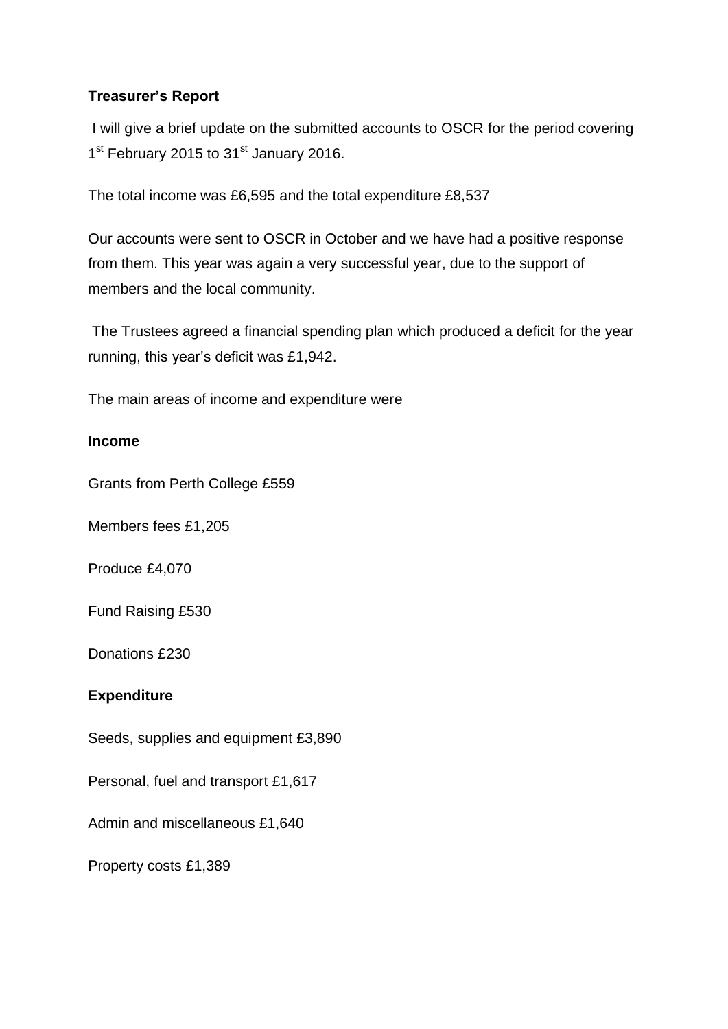**Treasurer's Report**

I will give a brief update on the submitted accounts to OSCR for the period covering 1st February 2015 to 31st January 2016.

The total income was £6,595 and the total expenditure £8,537

Our accounts were sent to OSCR in October and we have had a positive response from them. This year was again a very successful year, due to the support of members and the local community.

The Trustees agreed a financial spending plan which produced a deficit for the year running, this year's deficit was £1,942.

The main areas of income and expenditure were

**Income**

Grants from Perth College £559

Members fees £1,205

Produce £4,070

Fund Raising £530

Donations £230

**Expenditure**

Seeds, supplies and equipment £3,890

Personal, fuel and transport £1,617

Admin and miscellaneous £1,640

Property costs £1,389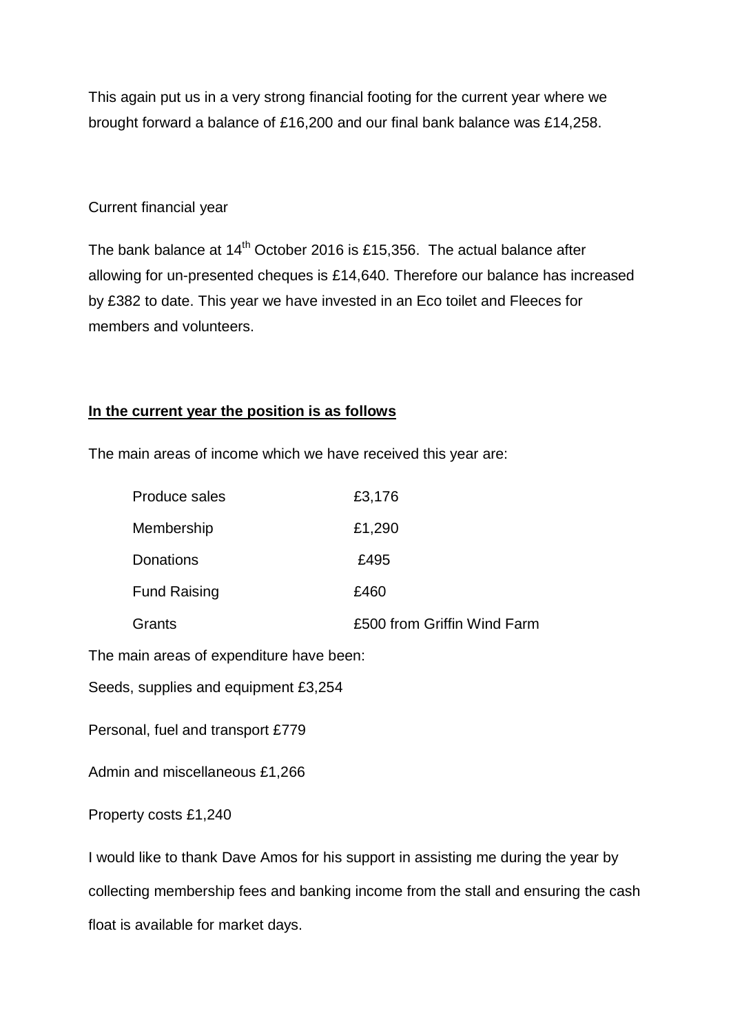This again put us in a very strong financial footing for the current year where we brought forward a balance of £16,200 and our final bank balance was £14,258.

Current financial year

The bank balance at 14th October 2016 is £15,356. The actual balance after allowing for un-presented cheques is £14,640. Therefore our balance has increased by £382 to date. This year we have invested in an Eco toilet and Fleeces for members and volunteers.

**In the current year the position is as follows**

The main areas of income which we have received this year are:

| | |
|---|---|
| Produce sales | £3,176 |
| Membership | £1,290 |
| Donations | £495 |
| Fund Raising | £460 |
| Grants | £500 from Griffin Wind Farm |

The main areas of expenditure have been:

Seeds, supplies and equipment £3,254

Personal, fuel and transport £779

Admin and miscellaneous £1,266

Property costs £1,240

I would like to thank Dave Amos for his support in assisting me during the year by collecting membership fees and banking income from the stall and ensuring the cash float is available for market days.